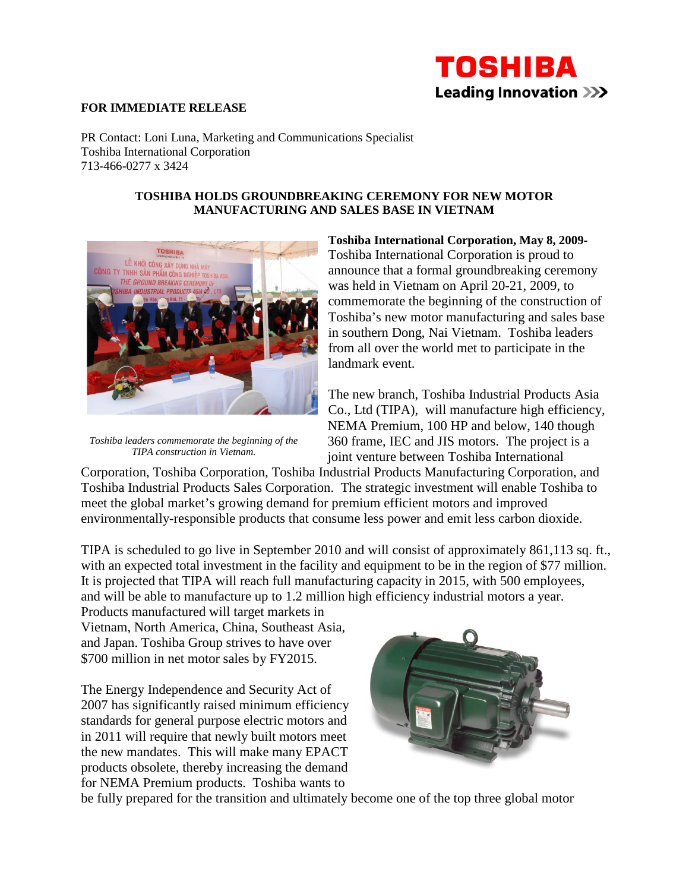**TOSHIBA**
**Leading Innovation >>>**

**FOR IMMEDIATE RELEASE**

PR Contact: Loni Luna, Marketing and Communications Specialist
Toshiba International Corporation
713-466-0277 x 3424

# TOSHIBA HOLDS GROUNDBREAKING CEREMONY FOR NEW MOTOR MANUFACTURING AND SALES BASE IN VIETNAM

*Toshiba leaders commemorate the beginning of the TIPA construction in Vietnam.*

**Toshiba International Corporation, May 8, 2009-** Toshiba International Corporation is proud to announce that a formal groundbreaking ceremony was held in Vietnam on April 20-21, 2009, to commemorate the beginning of the construction of Toshiba's new motor manufacturing and sales base in southern Dong, Nai Vietnam. Toshiba leaders from all over the world met to participate in the landmark event.

The new branch, Toshiba Industrial Products Asia Co., Ltd (TIPA), will manufacture high efficiency, NEMA Premium, 100 HP and below, 140 though 360 frame, IEC and JIS motors. The project is a joint venture between Toshiba International Corporation, Toshiba Corporation, Toshiba Industrial Products Manufacturing Corporation, and Toshiba Industrial Products Sales Corporation. The strategic investment will enable Toshiba to meet the global market's growing demand for premium efficient motors and improved environmentally-responsible products that consume less power and emit less carbon dioxide.

TIPA is scheduled to go live in September 2010 and will consist of approximately 861,113 sq. ft., with an expected total investment in the facility and equipment to be in the region of $77 million. It is projected that TIPA will reach full manufacturing capacity in 2015, with 500 employees, and will be able to manufacture up to 1.2 million high efficiency industrial motors a year. Products manufactured will target markets in Vietnam, North America, China, Southeast Asia, and Japan. Toshiba Group strives to have over $700 million in net motor sales by FY2015.

The Energy Independence and Security Act of 2007 has significantly raised minimum efficiency standards for general purpose electric motors and in 2011 will require that newly built motors meet the new mandates. This will make many EPACT products obsolete, thereby increasing the demand for NEMA Premium products. Toshiba wants to be fully prepared for the transition and ultimately become one of the top three global motor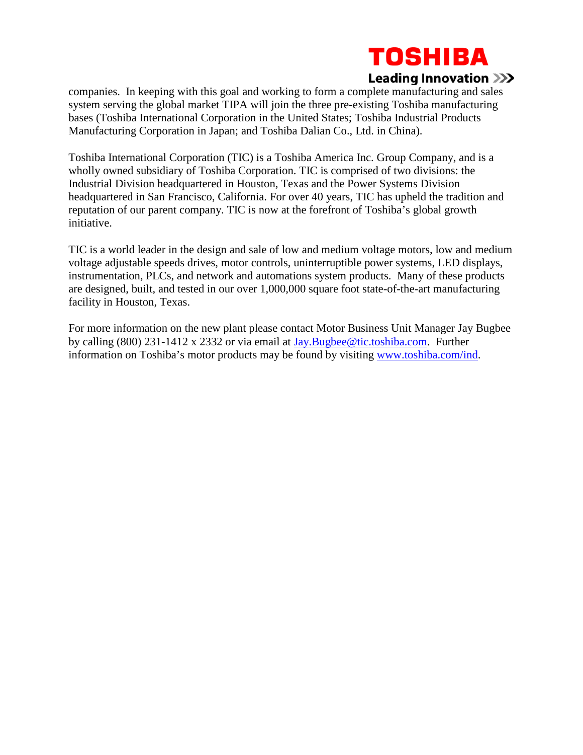companies. In keeping with this goal and working to form a complete manufacturing and sales system serving the global market TIPA will join the three pre-existing Toshiba manufacturing bases (Toshiba International Corporation in the United States; Toshiba Industrial Products Manufacturing Corporation in Japan; and Toshiba Dalian Co., Ltd. in China).

Toshiba International Corporation (TIC) is a Toshiba America Inc. Group Company, and is a wholly owned subsidiary of Toshiba Corporation. TIC is comprised of two divisions: the Industrial Division headquartered in Houston, Texas and the Power Systems Division headquartered in San Francisco, California. For over 40 years, TIC has upheld the tradition and reputation of our parent company. TIC is now at the forefront of Toshiba's global growth initiative.

TIC is a world leader in the design and sale of low and medium voltage motors, low and medium voltage adjustable speeds drives, motor controls, uninterruptible power systems, LED displays, instrumentation, PLCs, and network and automations system products. Many of these products are designed, built, and tested in our over 1,000,000 square foot state-of-the-art manufacturing facility in Houston, Texas.

For more information on the new plant please contact Motor Business Unit Manager Jay Bugbee by calling (800) 231-1412 x 2332 or via email at Jay.Bugbee@tic.toshiba.com. Further information on Toshiba's motor products may be found by visiting www.toshiba.com/ind.